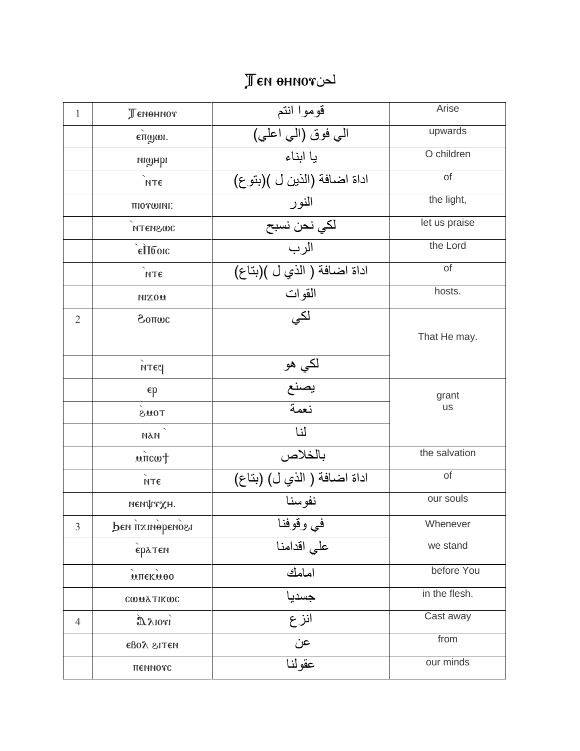# Ⲧⲉⲛ ⲑⲏⲛⲟⲩلحن

| 1 | Ⲧⲉⲛⲑⲏⲛⲟⲩ | قوموا انتم | Arise |
|---|---|---|---|
| | ⲉ̀ⲡ̀ϣⲱⲓ. | الي فوق (الي اعلي) | upwards |
| | ⲛⲓϣⲏⲣⲓ | يا ابناء | O children |
| | `ⲛⲧⲉ | اداة اضافة (الذين ل )(بتوع) | of |
| | ⲡⲓⲟⲩⲱⲓⲛⲓ: | النور | the light, |
| | `ⲛⲧⲉⲛϩⲱⲥ | لكي نحن نسبح | let us praise |
| | `ⲉ̀Ⲡϭⲟⲓⲥ | الرب | the Lord |
| | `ⲛⲧⲉ | اداة اضافة ( الذي ل )(بتاع) | of |
| | ⲛⲓϫⲟⲙ | القوات | hosts. |
| 2 | Ϩⲟⲡⲱⲥ | لكي | That He may. |
| | ⲛ̀ⲧⲉϥ | لكي هو | |
| | ⲉⲣ | يصنع | grant us |
| | ϩ̀ⲙⲟⲧ | نعمة | |
| | ⲛⲁⲛ ` | لنا | |
| | ⲙ̀ⲡⲥⲱϯ | بالخلاص | the salvation |
| | ⲛ̀ⲧⲉ | اداة اضافة ( الذي ل) (بتاع) | of |
| | ⲛⲉⲛⲯⲩⲭⲏ. | نفوسنا | our souls |
| 3 | Ϧⲉⲛ ⲡ̀ϫⲓⲛⲟ̀ⲣⲉⲛⲟ̀ϩⲓ | في وقوفنا | Whenever |
| | ⲉ̀ⲣⲁⲧⲉⲛ | علي اقدامنا | we stand |
| | ⲙ̀ⲡⲉⲕⲙ̀ⲑⲟ | امامك | before You |
| | ⲥⲱⲙⲁⲧⲓⲕⲱⲥ | جسديا | in the flesh. |
| 4 | Ⲁ̀ⲗⲓⲟⲩⲓ̀ | انزع | Cast away |
| | ⲉⲃⲟⲗ ϩⲓⲧⲉⲛ | عن | from |
| | ⲡⲉⲛⲛⲟⲩⲥ | عقولنا | our minds |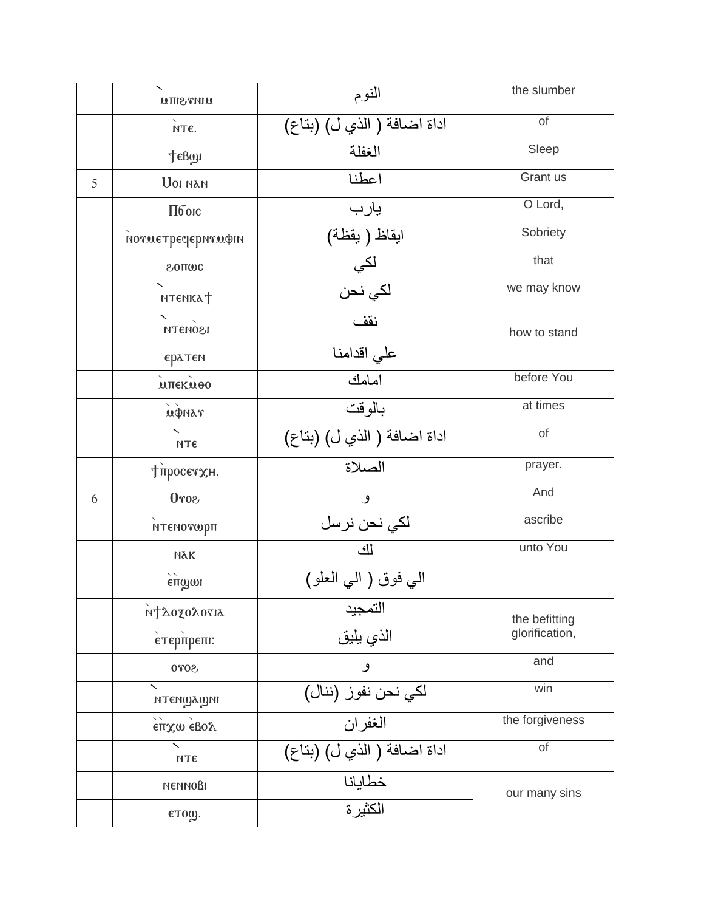|  |  |  |  |
|---|---|---|---|
|  | ̀ⲙⲡⲓϩⲩⲛⲓⲙ | النوم | the slumber |
|  | ̀ⲛⲧⲉ. | اداة اضافة ( الذي ل) (بتاع) | of |
|  | ϯⲉⲃϣⲓ | الغفلة | Sleep |
| 5 | Ⲙⲟⲓ ⲛⲁⲛ | اعطنا | Grant us |
|  | Ⲡⲟ̅ⲥ | يارب | O Lord, |
|  | ̀ⲛⲟⲩⲙⲉⲧⲣⲉϥⲉⲣⲛⲩⲙⲫⲓⲛ | ايقاظ ( يقظة) | Sobriety |
|  | ϩⲟⲡⲱⲥ | لكي | that |
|  | ̀ⲛⲧⲉⲛⲕⲁϯ | لكي نحن | we may know |
|  | ̀ⲛⲧⲉⲛ̀ⲟϩⲓ | نقف | how to stand |
|  | ⲉⲣⲁⲧⲉⲛ | علي اقدامنا | |
|  | ̀ⲙⲡⲉⲕ̀ⲙⲑⲟ | امامك | before You |
|  | ̀ⲙ̀ⲫⲛⲁⲩ | بالوقت | at times |
|  | ̀ⲛⲧⲉ | اداة اضافة ( الذي ل) (بتاع) | of |
|  | ϯ̀ⲡⲣⲟⲥⲉⲩⲭⲏ. | الصلاة | prayer. |
| 6 | Ⲟⲩⲟϩ | و | And |
|  | ̀ⲛⲧⲉⲛⲟⲩⲱⲣⲡ | لكي نحن نرسل | ascribe |
|  | ⲛⲁⲕ | لك | unto You |
|  | ̀ⲉ̀ⲡϣⲱⲓ | الي فوق ( الي العلو) | |
|  | ̀ⲛϯⲆⲟⲝⲟⲗⲟⲅⲓⲁ | التمجيد | the befitting glorification, |
|  | ̀ⲉⲧⲉⲣ̀ⲡⲣⲉⲡⲓ: | الذي يليق | |
|  | ⲟⲩⲟϩ | و | and |
|  | ̀ⲛⲧⲉⲛϣⲁϣⲛⲓ | لكي نحن نفوز (ننال) | win |
|  | ̀ⲉ̀ⲡⲭⲱ ̀ⲉⲃⲟⲗ | الغفران | the forgiveness |
|  | ̀ⲛⲧⲉ | اداة اضافة ( الذي ل) (بتاع) | of |
|  | ⲛⲉⲛⲛⲟⲃⲓ | خطايانا | our many sins |
|  | ⲉⲧⲟϣ. | الكثيرة | |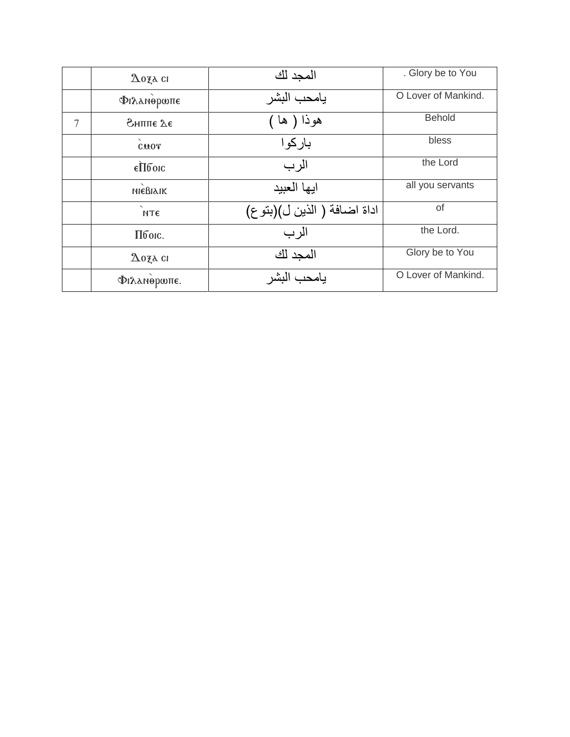| | | | |
|---|---|---|---|
| | Ⲇⲟⲝⲁ ⲥⲓ | المجد لك | . Glory be to You |
| | Ⲫⲓⲗⲁⲛⲑ̀ⲣⲱⲡⲉ | يامحب البشر | O Lover of Mankind. |
| 7 | Ϩⲏⲡⲡⲉ ⲇⲉ | هوذا ( ها ) | Behold |
| | ⲥ̀ⲙⲟⲩ | باركوا | bless |
| | ⲉ̀Ⲡϭⲟⲓⲥ | الرب | the Lord |
| | ⲛⲓⲉ̀ⲃⲓⲁⲓⲕ | ايها العبيد | all you servants |
| | ̀ⲛⲧⲉ | اداة اضافة ( الذين ل)(بتوع) | of |
| | Ⲡϭⲟⲓⲥ. | الرب | the Lord. |
| | Ⲇⲟⲝⲁ ⲥⲓ | المجد لك | Glory be to You |
| | Ⲫⲓⲗⲁⲛⲑ̀ⲣⲱⲡⲉ. | يامحب البشر | O Lover of Mankind. |